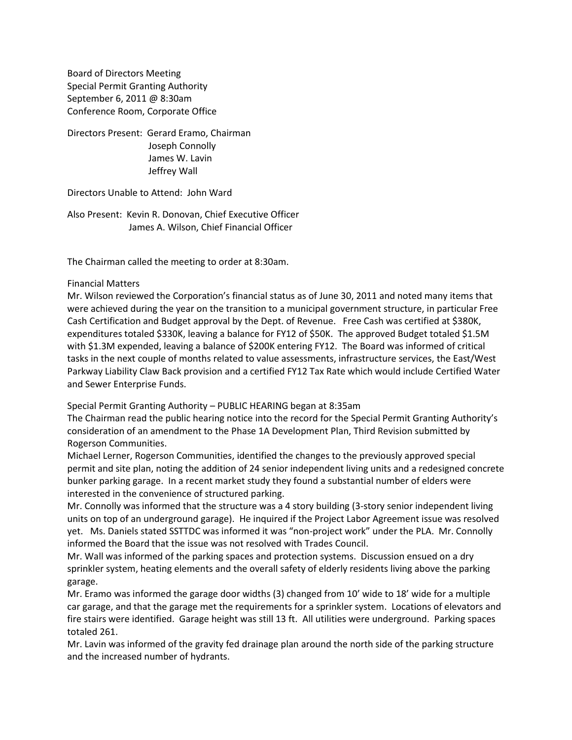Board of Directors Meeting
Special Permit Granting Authority
September 6, 2011 @ 8:30am
Conference Room, Corporate Office

Directors Present: Gerard Eramo, Chairman
Joseph Connolly
James W. Lavin
Jeffrey Wall

Directors Unable to Attend: John Ward

Also Present: Kevin R. Donovan, Chief Executive Officer
James A. Wilson, Chief Financial Officer

The Chairman called the meeting to order at 8:30am.

Financial Matters

Mr. Wilson reviewed the Corporation's financial status as of June 30, 2011 and noted many items that were achieved during the year on the transition to a municipal government structure, in particular Free Cash Certification and Budget approval by the Dept. of Revenue. Free Cash was certified at \$380K, expenditures totaled \$330K, leaving a balance for FY12 of \$50K. The approved Budget totaled \$1.5M with \$1.3M expended, leaving a balance of \$200K entering FY12. The Board was informed of critical tasks in the next couple of months related to value assessments, infrastructure services, the East/West Parkway Liability Claw Back provision and a certified FY12 Tax Rate which would include Certified Water and Sewer Enterprise Funds.

Special Permit Granting Authority – PUBLIC HEARING began at 8:35am

The Chairman read the public hearing notice into the record for the Special Permit Granting Authority's consideration of an amendment to the Phase 1A Development Plan, Third Revision submitted by Rogerson Communities.

Michael Lerner, Rogerson Communities, identified the changes to the previously approved special permit and site plan, noting the addition of 24 senior independent living units and a redesigned concrete bunker parking garage. In a recent market study they found a substantial number of elders were interested in the convenience of structured parking.

Mr. Connolly was informed that the structure was a 4 story building (3-story senior independent living units on top of an underground garage). He inquired if the Project Labor Agreement issue was resolved yet. Ms. Daniels stated SSTTDC was informed it was "non-project work" under the PLA. Mr. Connolly informed the Board that the issue was not resolved with Trades Council.

Mr. Wall was informed of the parking spaces and protection systems. Discussion ensued on a dry sprinkler system, heating elements and the overall safety of elderly residents living above the parking garage.

Mr. Eramo was informed the garage door widths (3) changed from 10' wide to 18' wide for a multiple car garage, and that the garage met the requirements for a sprinkler system. Locations of elevators and fire stairs were identified. Garage height was still 13 ft. All utilities were underground. Parking spaces totaled 261.

Mr. Lavin was informed of the gravity fed drainage plan around the north side of the parking structure and the increased number of hydrants.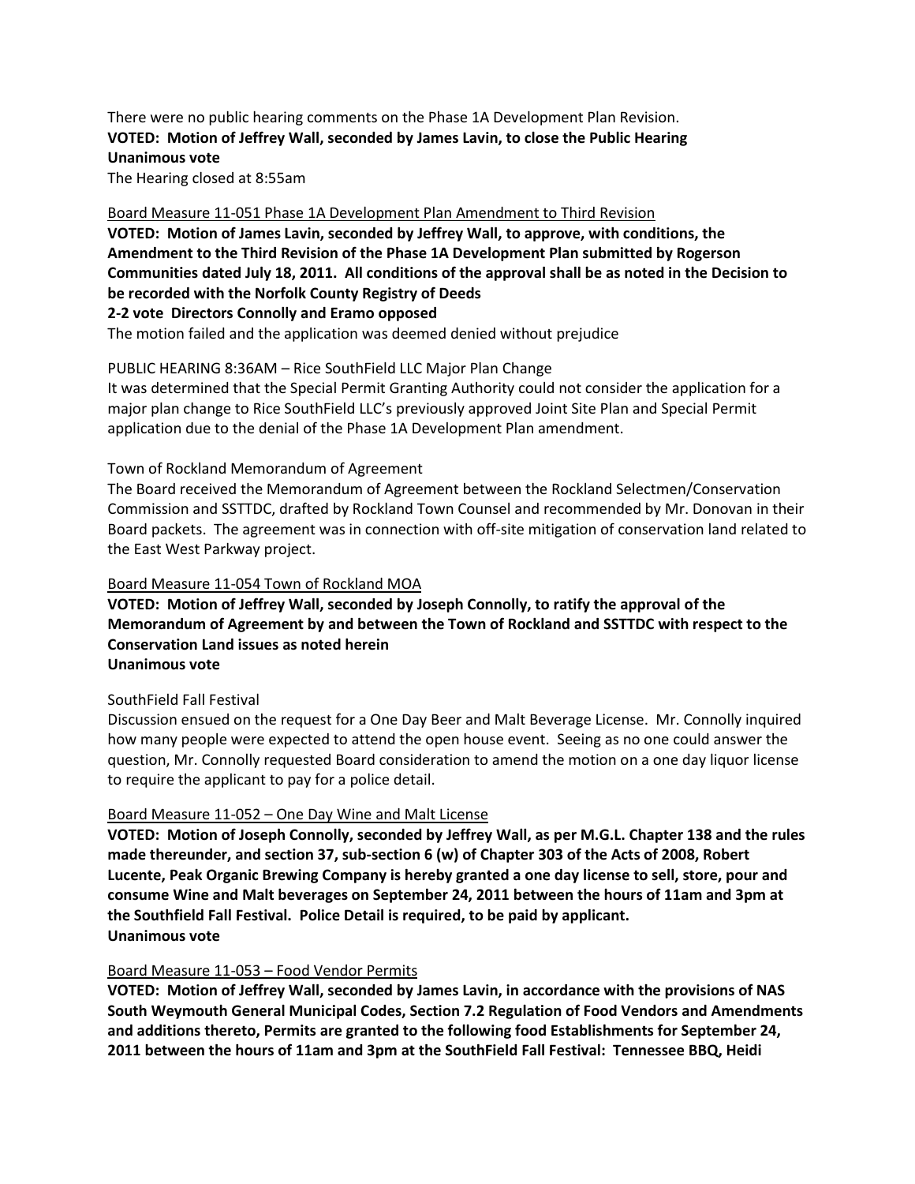There were no public hearing comments on the Phase 1A Development Plan Revision.
**VOTED: Motion of Jeffrey Wall, seconded by James Lavin, to close the Public Hearing**
**Unanimous vote**
The Hearing closed at 8:55am

Board Measure 11-051 Phase 1A Development Plan Amendment to Third Revision
**VOTED: Motion of James Lavin, seconded by Jeffrey Wall, to approve, with conditions, the Amendment to the Third Revision of the Phase 1A Development Plan submitted by Rogerson Communities dated July 18, 2011. All conditions of the approval shall be as noted in the Decision to be recorded with the Norfolk County Registry of Deeds**
**2-2 vote Directors Connolly and Eramo opposed**
The motion failed and the application was deemed denied without prejudice

PUBLIC HEARING 8:36AM – Rice SouthField LLC Major Plan Change
It was determined that the Special Permit Granting Authority could not consider the application for a major plan change to Rice SouthField LLC's previously approved Joint Site Plan and Special Permit application due to the denial of the Phase 1A Development Plan amendment.

Town of Rockland Memorandum of Agreement
The Board received the Memorandum of Agreement between the Rockland Selectmen/Conservation Commission and SSTTDC, drafted by Rockland Town Counsel and recommended by Mr. Donovan in their Board packets. The agreement was in connection with off-site mitigation of conservation land related to the East West Parkway project.

Board Measure 11-054 Town of Rockland MOA
**VOTED: Motion of Jeffrey Wall, seconded by Joseph Connolly, to ratify the approval of the Memorandum of Agreement by and between the Town of Rockland and SSTTDC with respect to the Conservation Land issues as noted herein**
**Unanimous vote**

SouthField Fall Festival
Discussion ensued on the request for a One Day Beer and Malt Beverage License. Mr. Connolly inquired how many people were expected to attend the open house event. Seeing as no one could answer the question, Mr. Connolly requested Board consideration to amend the motion on a one day liquor license to require the applicant to pay for a police detail.

Board Measure 11-052 – One Day Wine and Malt License
**VOTED: Motion of Joseph Connolly, seconded by Jeffrey Wall, as per M.G.L. Chapter 138 and the rules made thereunder, and section 37, sub-section 6 (w) of Chapter 303 of the Acts of 2008, Robert Lucente, Peak Organic Brewing Company is hereby granted a one day license to sell, store, pour and consume Wine and Malt beverages on September 24, 2011 between the hours of 11am and 3pm at the Southfield Fall Festival. Police Detail is required, to be paid by applicant.**
**Unanimous vote**

Board Measure 11-053 – Food Vendor Permits
**VOTED: Motion of Jeffrey Wall, seconded by James Lavin, in accordance with the provisions of NAS South Weymouth General Municipal Codes, Section 7.2 Regulation of Food Vendors and Amendments and additions thereto, Permits are granted to the following food Establishments for September 24, 2011 between the hours of 11am and 3pm at the SouthField Fall Festival: Tennessee BBQ, Heidi**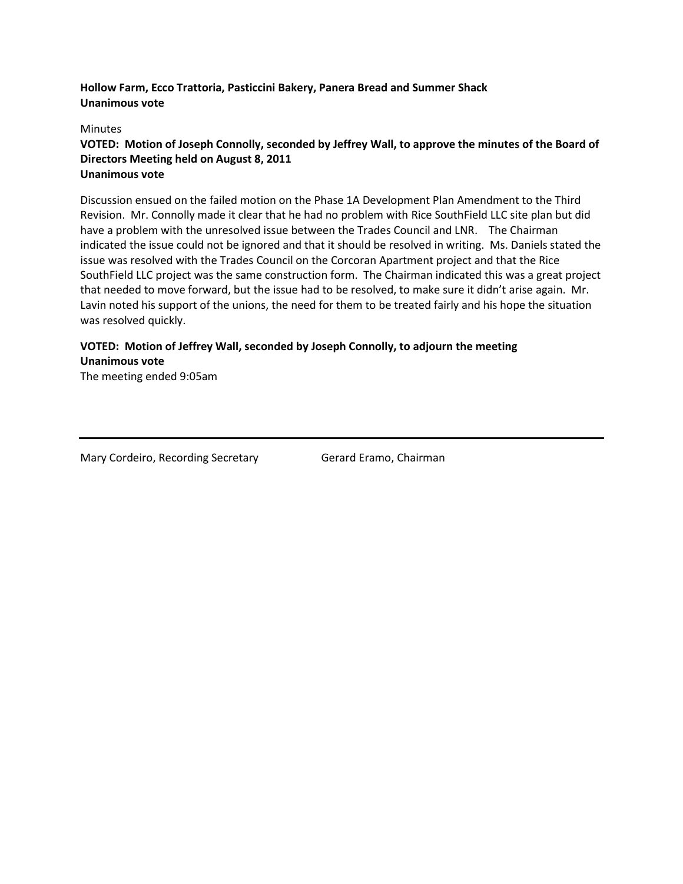**Hollow Farm, Ecco Trattoria, Pasticcini Bakery, Panera Bread and Summer Shack**
**Unanimous vote**

Minutes

**VOTED: Motion of Joseph Connolly, seconded by Jeffrey Wall, to approve the minutes of the Board of Directors Meeting held on August 8, 2011**
**Unanimous vote**

Discussion ensued on the failed motion on the Phase 1A Development Plan Amendment to the Third Revision. Mr. Connolly made it clear that he had no problem with Rice SouthField LLC site plan but did have a problem with the unresolved issue between the Trades Council and LNR. The Chairman indicated the issue could not be ignored and that it should be resolved in writing. Ms. Daniels stated the issue was resolved with the Trades Council on the Corcoran Apartment project and that the Rice SouthField LLC project was the same construction form. The Chairman indicated this was a great project that needed to move forward, but the issue had to be resolved, to make sure it didn't arise again. Mr. Lavin noted his support of the unions, the need for them to be treated fairly and his hope the situation was resolved quickly.

**VOTED: Motion of Jeffrey Wall, seconded by Joseph Connolly, to adjourn the meeting**
**Unanimous vote**
The meeting ended 9:05am

---

Mary Cordeiro, Recording Secretary

Gerard Eramo, Chairman